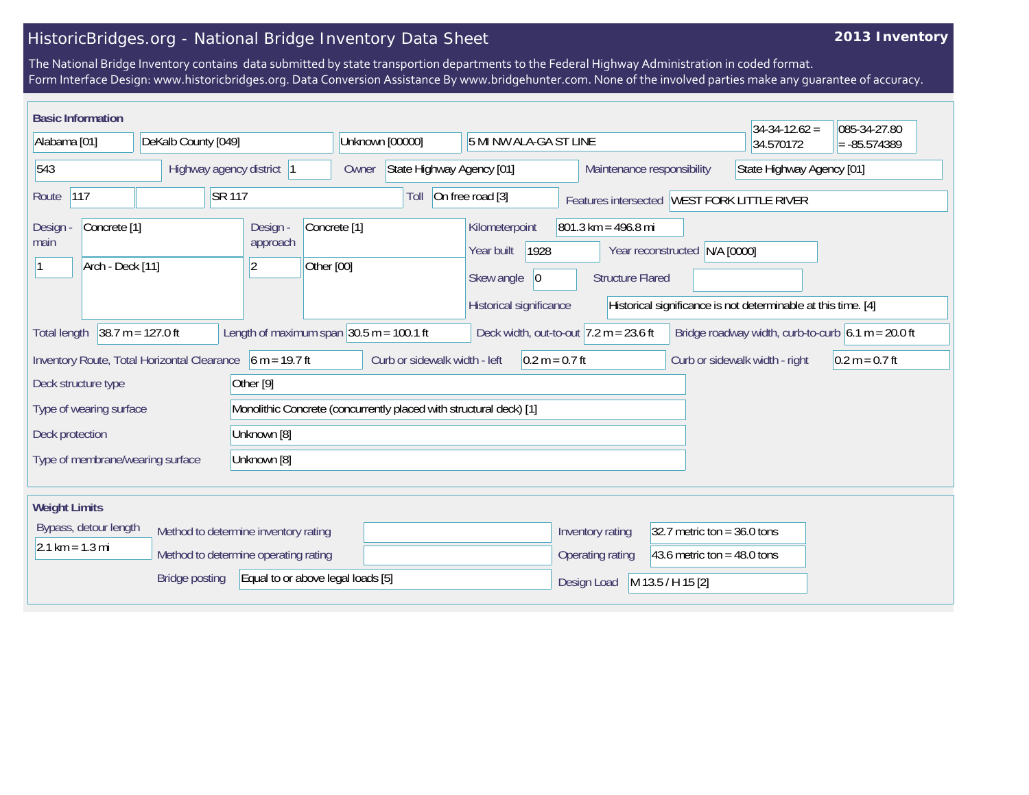# HistoricBridges.org - National Bridge Inventory Data Sheet

**2013 Inventory**

The National Bridge Inventory contains data submitted by state transportion departments to the Federal Highway Administration in coded format.
Form Interface Design: www.historicbridges.org. Data Conversion Assistance By www.bridgehunter.com. None of the involved parties make any guarantee of accuracy.

## Basic Information

| | |
|---|---|
| State | Alabama [01] |
| County | DeKalb County [049] |
| Place | Unknown [00000] |
| Location | 5 MI NW ALA-GA ST LINE |
| Latitude | 34-34-12.62 = 34.570172 |
| Longitude | 085-34-27.80 = -85.574389 |
| Structure number | 543 |
| Highway agency district | 1 |
| Owner | State Highway Agency [01] |
| Maintenance responsibility | State Highway Agency [01] |
| Route | 117 |
| Facility carried | SR 117 |
| Toll | On free road [3] |
| Features intersected | WEST FORK LITTLE RIVER |
| Design - main | Concrete [1] |
| Number of main spans | 1 |
| Main span type | Arch - Deck [11] |
| Design - approach | Concrete [1] |
| Number of approach spans | 2 |
| Approach span type | Other [00] |
| Kilometerpoint | 801.3 km = 496.8 mi |
| Year built | 1928 |
| Year reconstructed | N/A [0000] |
| Skew angle | 0 |
| Structure Flared | |
| Historical significance | Historical significance is not determinable at this time. [4] |
| Total length | 38.7 m = 127.0 ft |
| Length of maximum span | 30.5 m = 100.1 ft |
| Deck width, out-to-out | 7.2 m = 23.6 ft |
| Bridge roadway width, curb-to-curb | 6.1 m = 20.0 ft |
| Inventory Route, Total Horizontal Clearance | 6 m = 19.7 ft |
| Curb or sidewalk width - left | 0.2 m = 0.7 ft |
| Curb or sidewalk width - right | 0.2 m = 0.7 ft |
| Deck structure type | Other [9] |
| Type of wearing surface | Monolithic Concrete (concurrently placed with structural deck) [1] |
| Deck protection | Unknown [8] |
| Type of membrane/wearing surface | Unknown [8] |

## Weight Limits

| | |
|---|---|
| Bypass, detour length | 2.1 km = 1.3 mi |
| Method to determine inventory rating | |
| Method to determine operating rating | |
| Bridge posting | Equal to or above legal loads [5] |
| Inventory rating | 32.7 metric ton = 36.0 tons |
| Operating rating | 43.6 metric ton = 48.0 tons |
| Design Load | M 13.5 / H 15 [2] |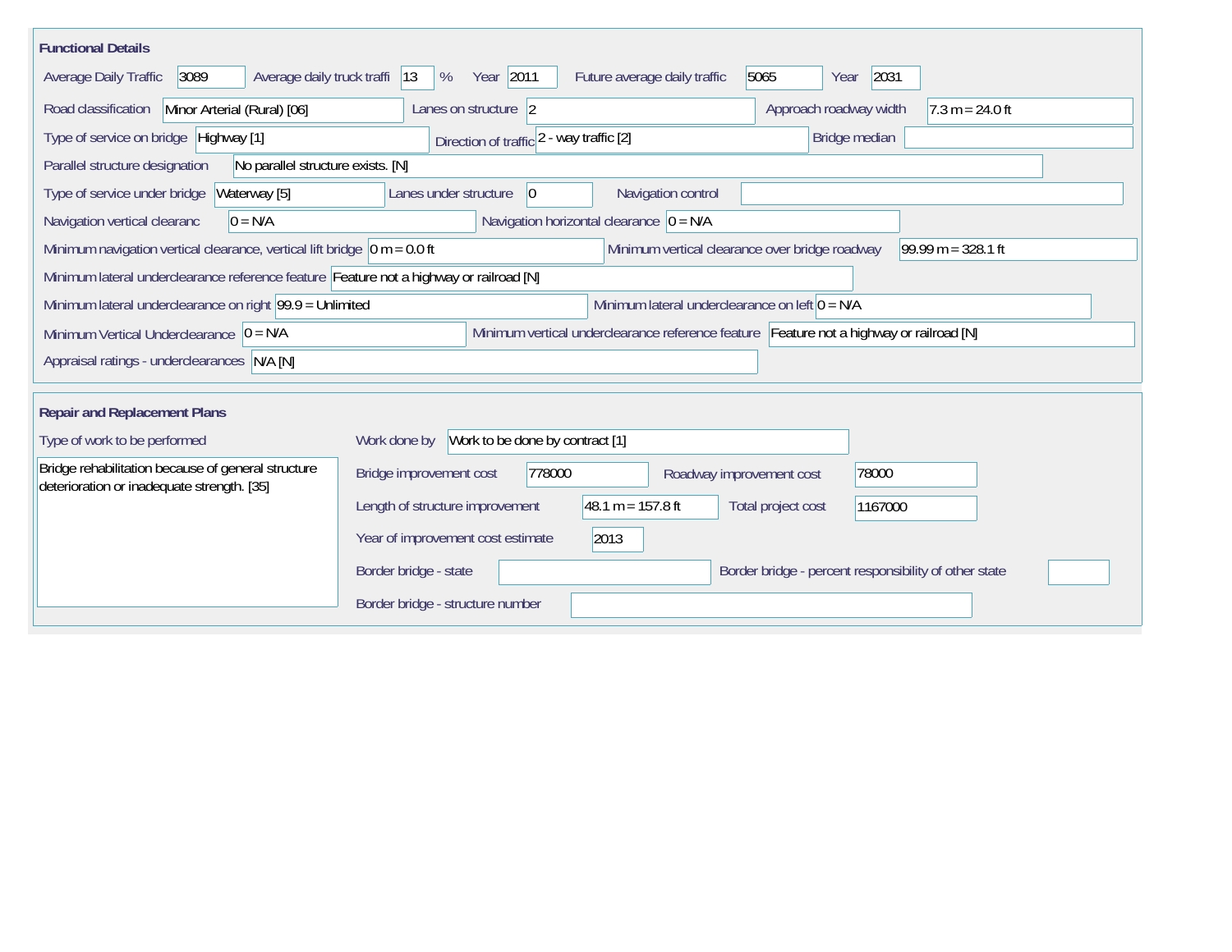## Functional Details

| Field | Value |
|---|---|
| Average Daily Traffic | 3089 |
| Average daily truck traffi | 13 % |
| Year | 2011 |
| Future average daily traffic | 5065 |
| Year | 2031 |
| Road classification | Minor Arterial (Rural) [06] |
| Lanes on structure | 2 |
| Approach roadway width | 7.3 m = 24.0 ft |
| Type of service on bridge | Highway [1] |
| Direction of traffic | 2 - way traffic [2] |
| Bridge median | |
| Parallel structure designation | No parallel structure exists. [N] |
| Type of service under bridge | Waterway [5] |
| Lanes under structure | 0 |
| Navigation control | |
| Navigation vertical clearanc | 0 = N/A |
| Navigation horizontal clearance | 0 = N/A |
| Minimum navigation vertical clearance, vertical lift bridge | 0 m = 0.0 ft |
| Minimum vertical clearance over bridge roadway | 99.99 m = 328.1 ft |
| Minimum lateral underclearance reference feature | Feature not a highway or railroad [N] |
| Minimum lateral underclearance on right | 99.9 = Unlimited |
| Minimum lateral underclearance on left | 0 = N/A |
| Minimum Vertical Underclearance | 0 = N/A |
| Minimum vertical underclearance reference feature | Feature not a highway or railroad [N] |
| Appraisal ratings - underclearances | N/A [N] |

## Repair and Replacement Plans

| Field | Value |
|---|---|
| Type of work to be performed | Bridge rehabilitation because of general structure deterioration or inadequate strength. [35] |
| Work done by | Work to be done by contract [1] |
| Bridge improvement cost | 778000 |
| Roadway improvement cost | 78000 |
| Length of structure improvement | 48.1 m = 157.8 ft |
| Total project cost | 1167000 |
| Year of improvement cost estimate | 2013 |
| Border bridge - state | |
| Border bridge - percent responsibility of other state | |
| Border bridge - structure number | |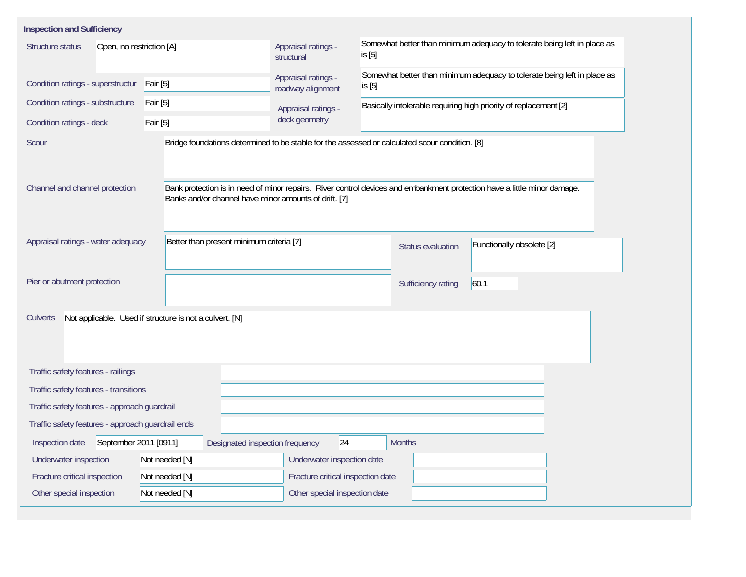## Inspection and Sufficiency

| Field | Value |
|---|---|
| Structure status | Open, no restriction [A] |
| Appraisal ratings - structural | Somewhat better than minimum adequacy to tolerate being left in place as is [5] |
| Condition ratings - superstructur | Fair [5] |
| Appraisal ratings - roadway alignment | Somewhat better than minimum adequacy to tolerate being left in place as is [5] |
| Condition ratings - substructure | Fair [5] |
| Appraisal ratings - deck geometry | Basically intolerable requiring high priority of replacement [2] |
| Condition ratings - deck | Fair [5] |
| Scour | Bridge foundations determined to be stable for the assessed or calculated scour condition. [8] |
| Channel and channel protection | Bank protection is in need of minor repairs. River control devices and embankment protection have a little minor damage. Banks and/or channel have minor amounts of drift. [7] |
| Appraisal ratings - water adequacy | Better than present minimum criteria [7] |
| Status evaluation | Functionally obsolete [2] |
| Pier or abutment protection | |
| Sufficiency rating | 60.1 |
| Culverts | Not applicable. Used if structure is not a culvert. [N] |
| Traffic safety features - railings | |
| Traffic safety features - transitions | |
| Traffic safety features - approach guardrail | |
| Traffic safety features - approach guardrail ends | |
| Inspection date | September 2011 [0911] |
| Designated inspection frequency | 24 Months |
| Underwater inspection | Not needed [N] |
| Underwater inspection date | |
| Fracture critical inspection | Not needed [N] |
| Fracture critical inspection date | |
| Other special inspection | Not needed [N] |
| Other special inspection date | |